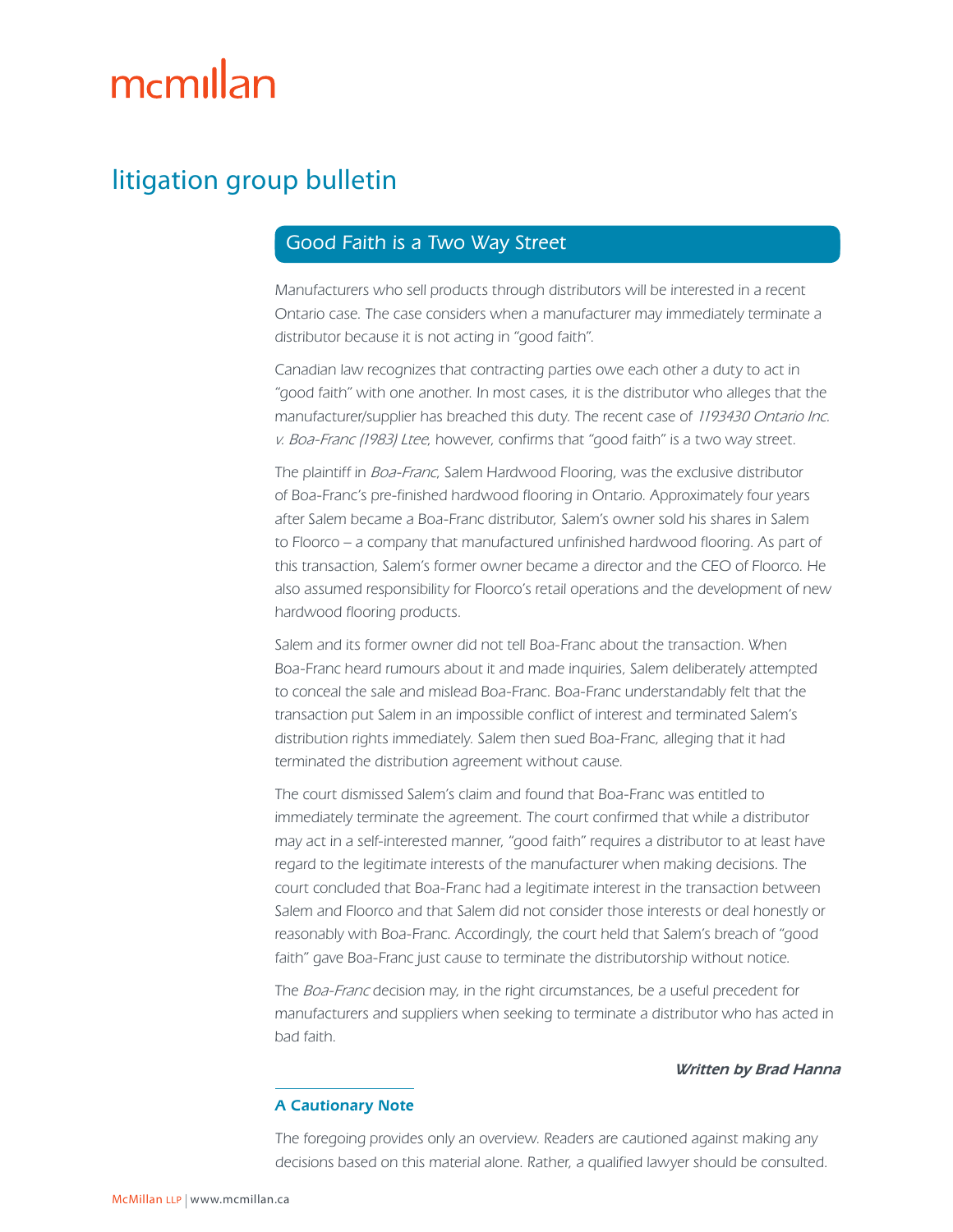# mcmillan

## litigation group bulletin

### Good Faith is a Two Way Street

Manufacturers who sell products through distributors will be interested in a recent Ontario case. The case considers when a manufacturer may immediately terminate a distributor because it is not acting in "good faith".

Canadian law recognizes that contracting parties owe each other a duty to act in "good faith" with one another. In most cases, it is the distributor who alleges that the manufacturer/supplier has breached this duty. The recent case of *1193430 Ontario Inc. v. Boa-Franc (1983) Ltee*, however, confirms that "good faith" is a two way street.

The plaintiff in *Boa-Franc*, Salem Hardwood Flooring, was the exclusive distributor of Boa-Franc's pre-finished hardwood flooring in Ontario. Approximately four years after Salem became a Boa-Franc distributor, Salem's owner sold his shares in Salem to Floorco – a company that manufactured unfinished hardwood flooring. As part of this transaction, Salem's former owner became a director and the CEO of Floorco. He also assumed responsibility for Floorco's retail operations and the development of new hardwood flooring products.

Salem and its former owner did not tell Boa-Franc about the transaction. When Boa-Franc heard rumours about it and made inquiries, Salem deliberately attempted to conceal the sale and mislead Boa-Franc. Boa-Franc understandably felt that the transaction put Salem in an impossible conflict of interest and terminated Salem's distribution rights immediately. Salem then sued Boa-Franc, alleging that it had terminated the distribution agreement without cause.

The court dismissed Salem's claim and found that Boa-Franc was entitled to immediately terminate the agreement. The court confirmed that while a distributor may act in a self-interested manner, "good faith" requires a distributor to at least have regard to the legitimate interests of the manufacturer when making decisions. The court concluded that Boa-Franc had a legitimate interest in the transaction between Salem and Floorco and that Salem did not consider those interests or deal honestly or reasonably with Boa-Franc. Accordingly, the court held that Salem's breach of "good faith" gave Boa-Franc just cause to terminate the distributorship without notice.

The *Boa-Franc* decision may, in the right circumstances, be a useful precedent for manufacturers and suppliers when seeking to terminate a distributor who has acted in bad faith.

***Written by Brad Hanna***

#### A Cautionary Note

The foregoing provides only an overview. Readers are cautioned against making any decisions based on this material alone. Rather, a qualified lawyer should be consulted.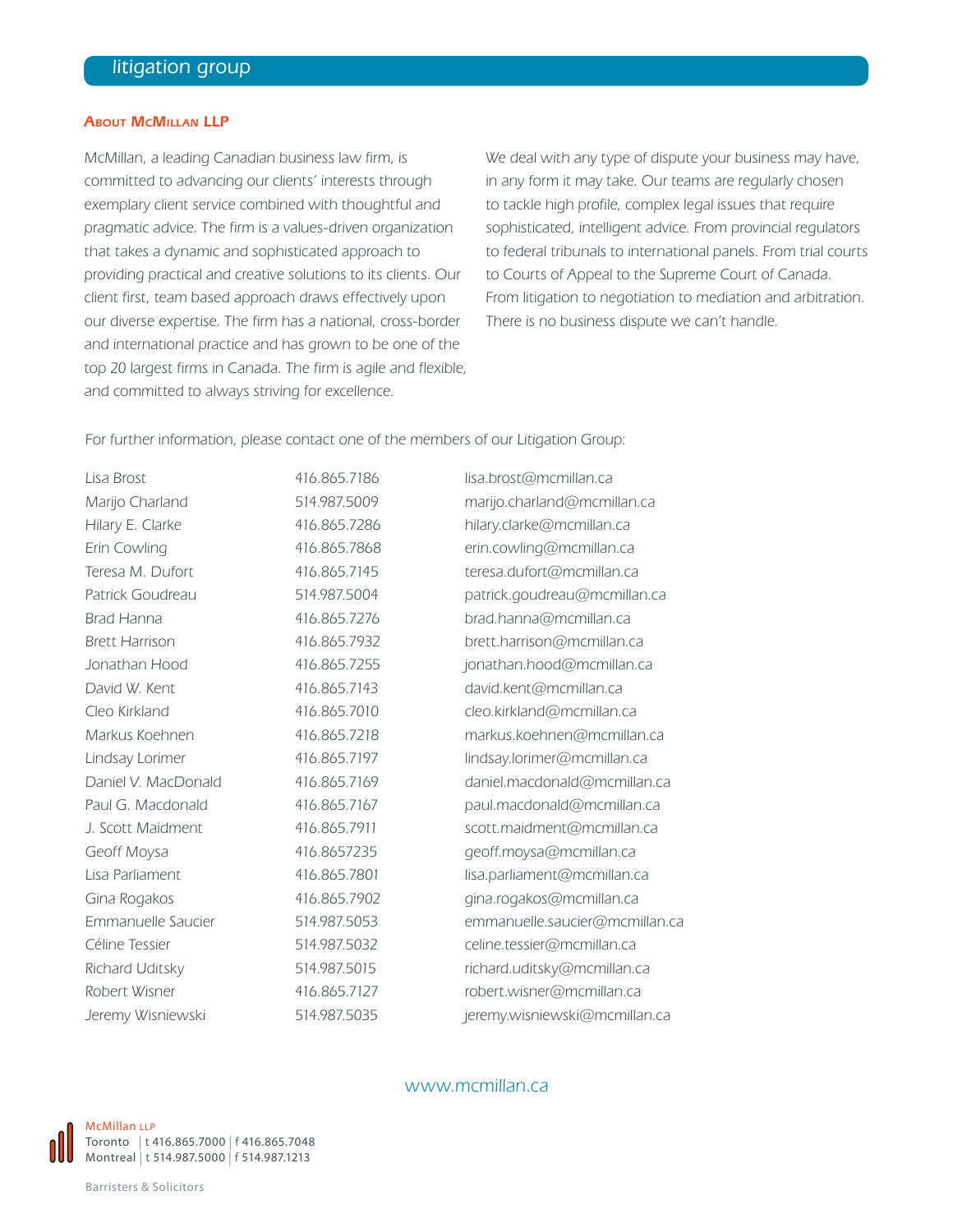## litigation group

### About McMillan LLP

McMillan, a leading Canadian business law firm, is committed to advancing our clients' interests through exemplary client service combined with thoughtful and pragmatic advice. The firm is a values-driven organization that takes a dynamic and sophisticated approach to providing practical and creative solutions to its clients. Our client first, team based approach draws effectively upon our diverse expertise. The firm has a national, cross-border and international practice and has grown to be one of the top 20 largest firms in Canada. The firm is agile and flexible, and committed to always striving for excellence.

We deal with any type of dispute your business may have, in any form it may take. Our teams are regularly chosen to tackle high profile, complex legal issues that require sophisticated, intelligent advice. From provincial regulators to federal tribunals to international panels. From trial courts to Courts of Appeal to the Supreme Court of Canada. From litigation to negotiation to mediation and arbitration. There is no business dispute we can't handle.

For further information, please contact one of the members of our Litigation Group:

| | | |
|---|---|---|
| Lisa Brost | 416.865.7186 | lisa.brost@mcmillan.ca |
| Marijo Charland | 514.987.5009 | marijo.charland@mcmillan.ca |
| Hilary E. Clarke | 416.865.7286 | hilary.clarke@mcmillan.ca |
| Erin Cowling | 416.865.7868 | erin.cowling@mcmillan.ca |
| Teresa M. Dufort | 416.865.7145 | teresa.dufort@mcmillan.ca |
| Patrick Goudreau | 514.987.5004 | patrick.goudreau@mcmillan.ca |
| Brad Hanna | 416.865.7276 | brad.hanna@mcmillan.ca |
| Brett Harrison | 416.865.7932 | brett.harrison@mcmillan.ca |
| Jonathan Hood | 416.865.7255 | jonathan.hood@mcmillan.ca |
| David W. Kent | 416.865.7143 | david.kent@mcmillan.ca |
| Cleo Kirkland | 416.865.7010 | cleo.kirkland@mcmillan.ca |
| Markus Koehnen | 416.865.7218 | markus.koehnen@mcmillan.ca |
| Lindsay Lorimer | 416.865.7197 | lindsay.lorimer@mcmillan.ca |
| Daniel V. MacDonald | 416.865.7169 | daniel.macdonald@mcmillan.ca |
| Paul G. Macdonald | 416.865.7167 | paul.macdonald@mcmillan.ca |
| J. Scott Maidment | 416.865.7911 | scott.maidment@mcmillan.ca |
| Geoff Moysa | 416.8657235 | geoff.moysa@mcmillan.ca |
| Lisa Parliament | 416.865.7801 | lisa.parliament@mcmillan.ca |
| Gina Rogakos | 416.865.7902 | gina.rogakos@mcmillan.ca |
| Emmanuelle Saucier | 514.987.5053 | emmanuelle.saucier@mcmillan.ca |
| Céline Tessier | 514.987.5032 | celine.tessier@mcmillan.ca |
| Richard Uditsky | 514.987.5015 | richard.uditsky@mcmillan.ca |
| Robert Wisner | 416.865.7127 | robert.wisner@mcmillan.ca |
| Jeremy Wisniewski | 514.987.5035 | jeremy.wisniewski@mcmillan.ca |

www.mcmillan.ca

McMillan LLP
Toronto | t 416.865.7000 | f 416.865.7048
Montreal | t 514.987.5000 | f 514.987.1213

Barristers & Solicitors